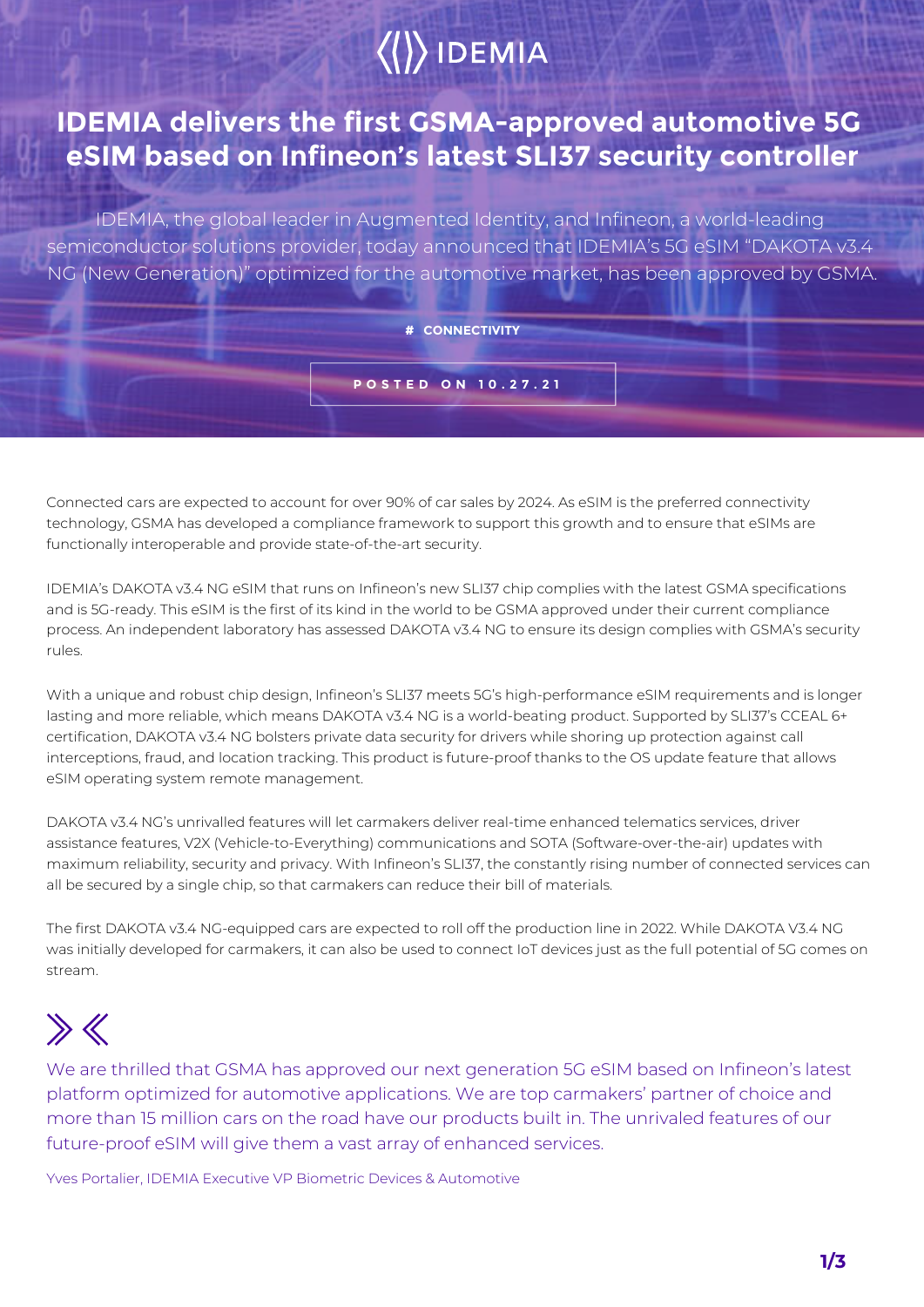IDEMIA

# IDEMIA delivers the first GSMA-approved automotive 5G eSIM based on Infineon's latest SLI37 security controller

IDEMIA, the global leader in Augmented Identity, and Infineon, a world-leading semiconductor solutions provider, today announced that IDEMIA's 5G eSIM "DAKOTA v3.4 NG (New Generation)" optimized for the automotive market, has been approved by GSMA.

**# CONNECTIVITY**

**POSTED ON 10.27.21**

Connected cars are expected to account for over 90% of car sales by 2024. As eSIM is the preferred connectivity technology, GSMA has developed a compliance framework to support this growth and to ensure that eSIMs are functionally interoperable and provide state-of-the-art security.

IDEMIA's DAKOTA v3.4 NG eSIM that runs on Infineon's new SLI37 chip complies with the latest GSMA specifications and is 5G-ready. This eSIM is the first of its kind in the world to be GSMA approved under their current compliance process. An independent laboratory has assessed DAKOTA v3.4 NG to ensure its design complies with GSMA's security rules.

With a unique and robust chip design, Infineon's SLI37 meets 5G's high-performance eSIM requirements and is longer lasting and more reliable, which means DAKOTA v3.4 NG is a world-beating product. Supported by SLI37's CCEAL 6+ certification, DAKOTA v3.4 NG bolsters private data security for drivers while shoring up protection against call interceptions, fraud, and location tracking. This product is future-proof thanks to the OS update feature that allows eSIM operating system remote management.

DAKOTA v3.4 NG's unrivalled features will let carmakers deliver real-time enhanced telematics services, driver assistance features, V2X (Vehicle-to-Everything) communications and SOTA (Software-over-the-air) updates with maximum reliability, security and privacy. With Infineon's SLI37, the constantly rising number of connected services can all be secured by a single chip, so that carmakers can reduce their bill of materials.

The first DAKOTA v3.4 NG-equipped cars are expected to roll off the production line in 2022. While DAKOTA V3.4 NG was initially developed for carmakers, it can also be used to connect IoT devices just as the full potential of 5G comes on stream.

> We are thrilled that GSMA has approved our next generation 5G eSIM based on Infineon's latest platform optimized for automotive applications. We are top carmakers' partner of choice and more than 15 million cars on the road have our products built in. The unrivaled features of our future-proof eSIM will give them a vast array of enhanced services.
>
> Yves Portalier, IDEMIA Executive VP Biometric Devices & Automotive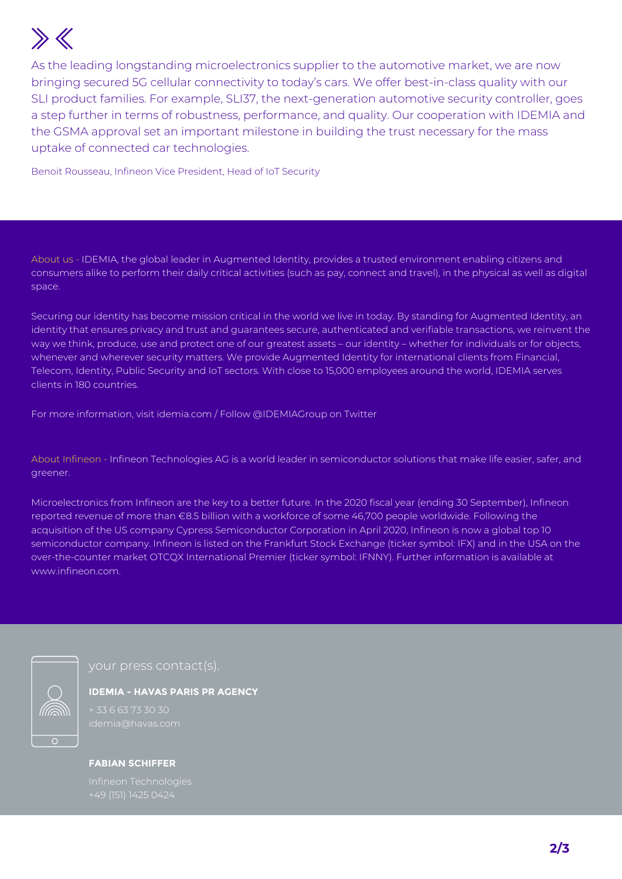As the leading longstanding microelectronics supplier to the automotive market, we are now bringing secured 5G cellular connectivity to today's cars. We offer best-in-class quality with our SLI product families. For example, SLI37, the next-generation automotive security controller, goes a step further in terms of robustness, performance, and quality. Our cooperation with IDEMIA and the GSMA approval set an important milestone in building the trust necessary for the mass uptake of connected car technologies.

Benoit Rousseau, Infineon Vice President, Head of IoT Security

About us - IDEMIA, the global leader in Augmented Identity, provides a trusted environment enabling citizens and consumers alike to perform their daily critical activities (such as pay, connect and travel), in the physical as well as digital space.

Securing our identity has become mission critical in the world we live in today. By standing for Augmented Identity, an identity that ensures privacy and trust and guarantees secure, authenticated and verifiable transactions, we reinvent the way we think, produce, use and protect one of our greatest assets – our identity – whether for individuals or for objects, whenever and wherever security matters. We provide Augmented Identity for international clients from Financial, Telecom, Identity, Public Security and IoT sectors. With close to 15,000 employees around the world, IDEMIA serves clients in 180 countries.

For more information, visit idemia.com / Follow @IDEMIAGroup on Twitter

About Infineon - Infineon Technologies AG is a world leader in semiconductor solutions that make life easier, safer, and greener.

Microelectronics from Infineon are the key to a better future. In the 2020 fiscal year (ending 30 September), Infineon reported revenue of more than €8.5 billion with a workforce of some 46,700 people worldwide. Following the acquisition of the US company Cypress Semiconductor Corporation in April 2020, Infineon is now a global top 10 semiconductor company. Infineon is listed on the Frankfurt Stock Exchange (ticker symbol: IFX) and in the USA on the over-the-counter market OTCQX International Premier (ticker symbol: IFNNY). Further information is available at www.infineon.com.

your press contact(s).

**IDEMIA - HAVAS PARIS PR AGENCY**

+ 33 6 63 73 30 30
idemia@havas.com

**FABIAN SCHIFFER**

Infineon Technologies
+49 (151) 1425 0424